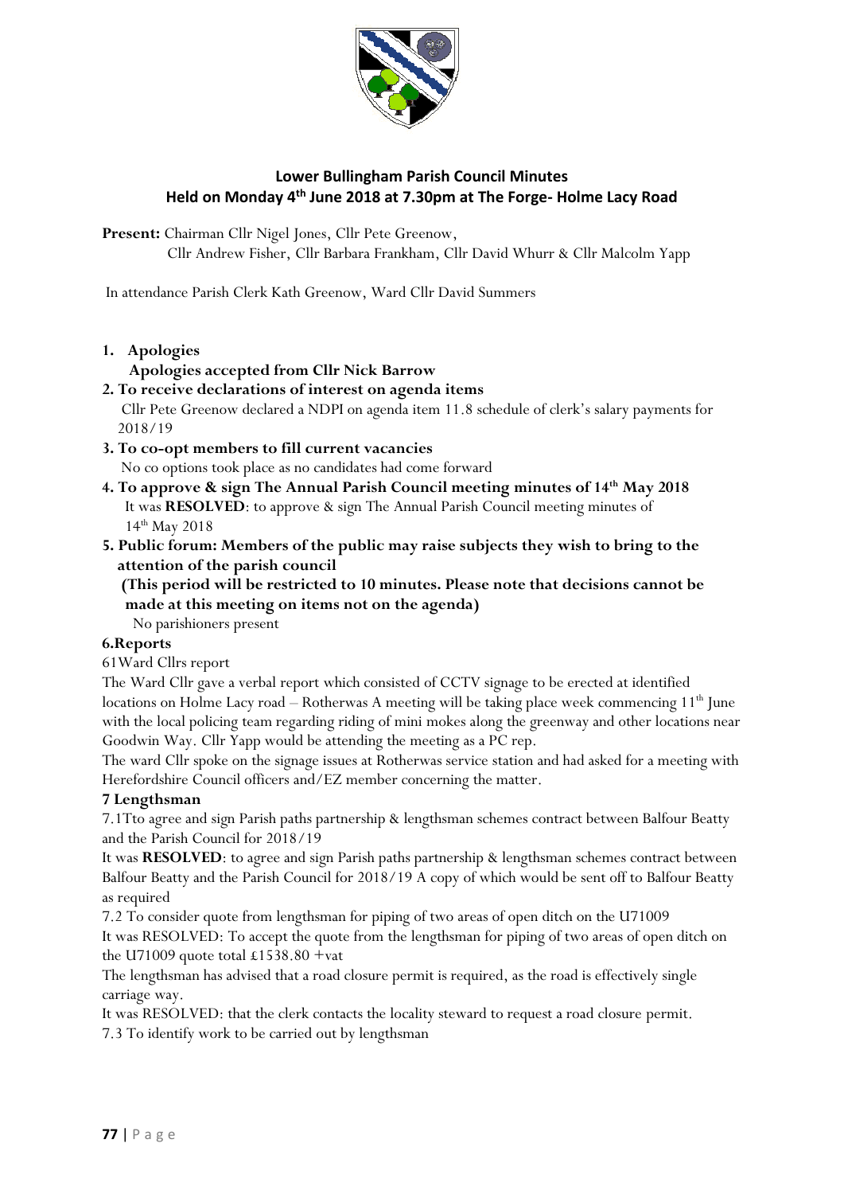## Lower Bullingham Parish Council Minutes
## Held on Monday 4th June 2018 at 7.30pm at The Forge- Holme Lacy Road

**Present:** Chairman Cllr Nigel Jones, Cllr Pete Greenow,
Cllr Andrew Fisher, Cllr Barbara Frankham, Cllr David Whurr & Cllr Malcolm Yapp

In attendance Parish Clerk Kath Greenow, Ward Cllr David Summers

1. **Apologies**
   **Apologies accepted from Cllr Nick Barrow**
2. **To receive declarations of interest on agenda items**
   Cllr Pete Greenow declared a NDPI on agenda item 11.8 schedule of clerk's salary payments for 2018/19
3. **To co-opt members to fill current vacancies**
   No co options took place as no candidates had come forward
4. **To approve & sign The Annual Parish Council meeting minutes of 14th May 2018**
   It was **RESOLVED**: to approve & sign The Annual Parish Council meeting minutes of 14th May 2018
5. **Public forum: Members of the public may raise subjects they wish to bring to the attention of the parish council**
   **(This period will be restricted to 10 minutes. Please note that decisions cannot be made at this meeting on items not on the agenda)**
   No parishioners present

**6.Reports**

61Ward Cllrs report

The Ward Cllr gave a verbal report which consisted of CCTV signage to be erected at identified locations on Holme Lacy road – Rotherwas A meeting will be taking place week commencing 11th June with the local policing team regarding riding of mini mokes along the greenway and other locations near Goodwin Way. Cllr Yapp would be attending the meeting as a PC rep.

The ward Cllr spoke on the signage issues at Rotherwas service station and had asked for a meeting with Herefordshire Council officers and/EZ member concerning the matter.

**7 Lengthsman**

7.1Tto agree and sign Parish paths partnership & lengthsman schemes contract between Balfour Beatty and the Parish Council for 2018/19

It was **RESOLVED**: to agree and sign Parish paths partnership & lengthsman schemes contract between Balfour Beatty and the Parish Council for 2018/19 A copy of which would be sent off to Balfour Beatty as required

7.2 To consider quote from lengthsman for piping of two areas of open ditch on the U71009

It was RESOLVED: To accept the quote from the lengthsman for piping of two areas of open ditch on the U71009 quote total £1538.80 +vat

The lengthsman has advised that a road closure permit is required, as the road is effectively single carriage way.

It was RESOLVED: that the clerk contacts the locality steward to request a road closure permit.

7.3 To identify work to be carried out by lengthsman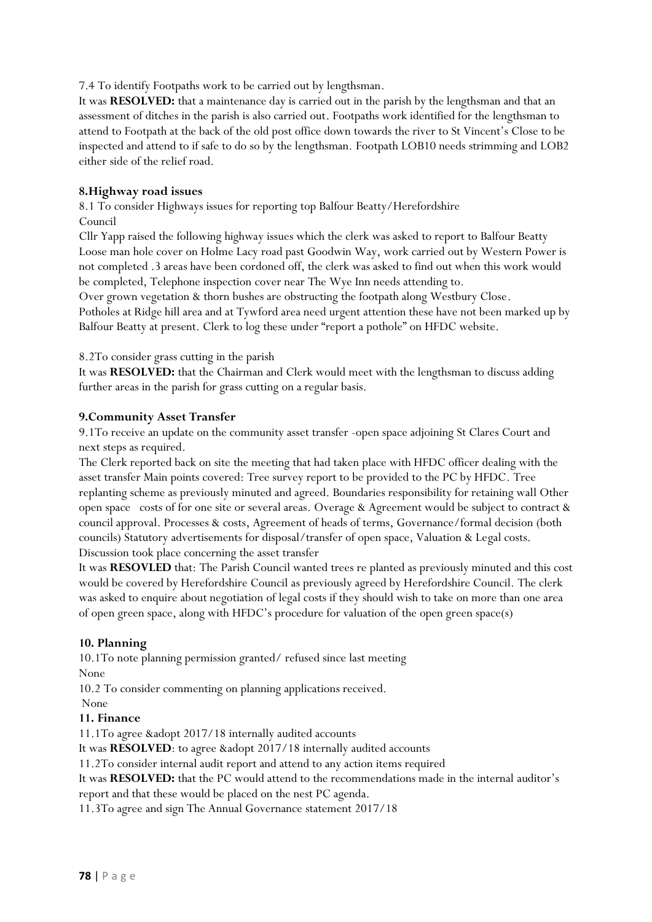7.4 To identify Footpaths work to be carried out by lengthsman.

It was **RESOLVED:** that a maintenance day is carried out in the parish by the lengthsman and that an assessment of ditches in the parish is also carried out. Footpaths work identified for the lengthsman to attend to Footpath at the back of the old post office down towards the river to St Vincent's Close to be inspected and attend to if safe to do so by the lengthsman. Footpath LOB10 needs strimming and LOB2 either side of the relief road.

## 8.Highway road issues

8.1 To consider Highways issues for reporting top Balfour Beatty/Herefordshire Council

Cllr Yapp raised the following highway issues which the clerk was asked to report to Balfour Beatty Loose man hole cover on Holme Lacy road past Goodwin Way, work carried out by Western Power is not completed .3 areas have been cordoned off, the clerk was asked to find out when this work would be completed, Telephone inspection cover near The Wye Inn needs attending to.

Over grown vegetation & thorn bushes are obstructing the footpath along Westbury Close.

Potholes at Ridge hill area and at Tywford area need urgent attention these have not been marked up by Balfour Beatty at present. Clerk to log these under "report a pothole" on HFDC website.

8.2To consider grass cutting in the parish

It was **RESOLVED:** that the Chairman and Clerk would meet with the lengthsman to discuss adding further areas in the parish for grass cutting on a regular basis.

## 9.Community Asset Transfer

9.1To receive an update on the community asset transfer -open space adjoining St Clares Court and next steps as required.

The Clerk reported back on site the meeting that had taken place with HFDC officer dealing with the asset transfer Main points covered: Tree survey report to be provided to the PC by HFDC. Tree replanting scheme as previously minuted and agreed. Boundaries responsibility for retaining wall Other open space costs of for one site or several areas. Overage & Agreement would be subject to contract & council approval. Processes & costs, Agreement of heads of terms, Governance/formal decision (both councils) Statutory advertisements for disposal/transfer of open space, Valuation & Legal costs. Discussion took place concerning the asset transfer

It was **RESOVLED** that: The Parish Council wanted trees re planted as previously minuted and this cost would be covered by Herefordshire Council as previously agreed by Herefordshire Council. The clerk was asked to enquire about negotiation of legal costs if they should wish to take on more than one area of open green space, along with HFDC's procedure for valuation of the open green space(s)

## 10. Planning

10.1To note planning permission granted/ refused since last meeting

None

10.2 To consider commenting on planning applications received.

None

## 11. Finance

11.1To agree &adopt 2017/18 internally audited accounts

It was **RESOLVED**: to agree &adopt 2017/18 internally audited accounts

11.2To consider internal audit report and attend to any action items required

It was **RESOLVED:** that the PC would attend to the recommendations made in the internal auditor's report and that these would be placed on the nest PC agenda.

11.3To agree and sign The Annual Governance statement 2017/18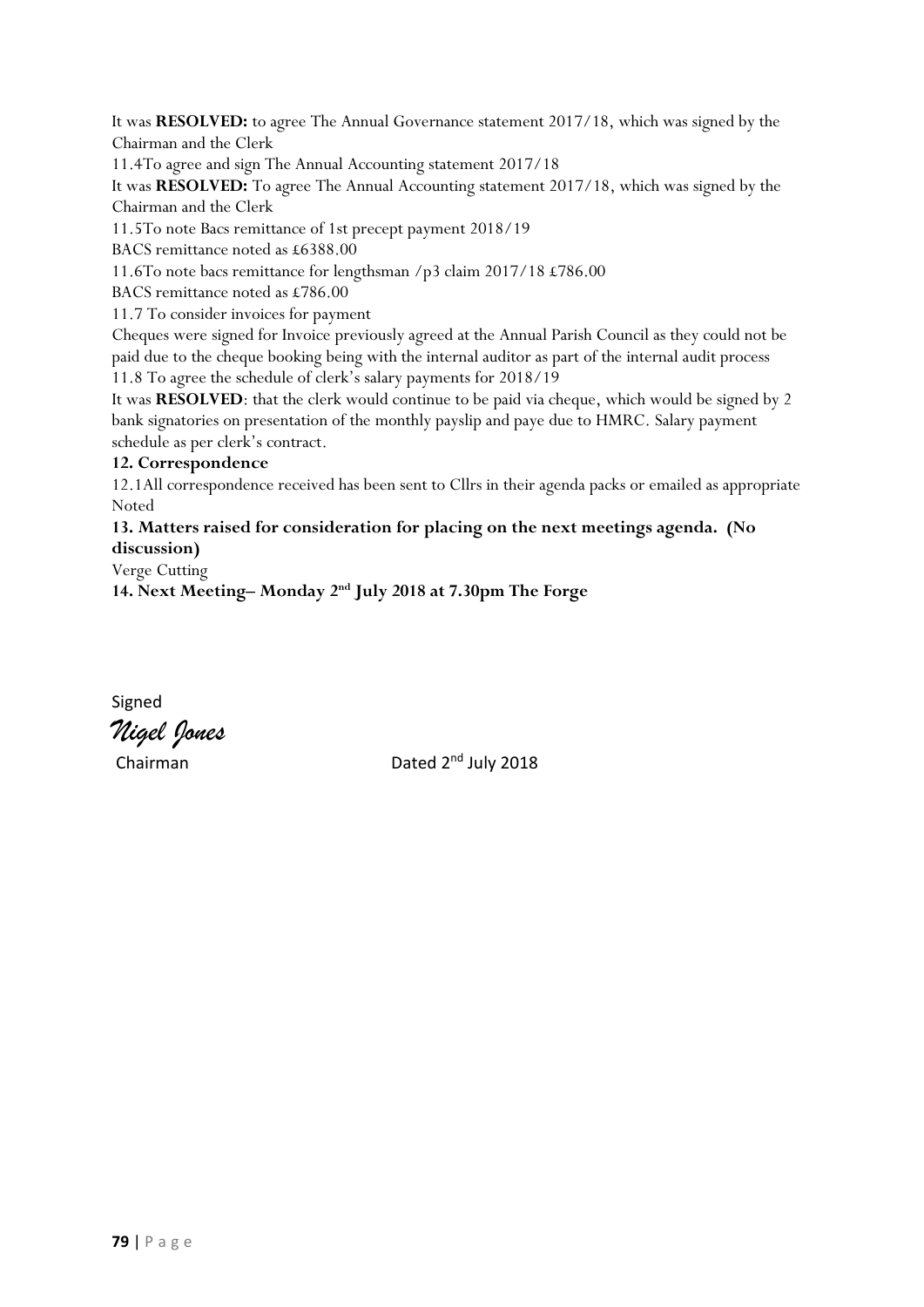It was **RESOLVED:** to agree The Annual Governance statement 2017/18, which was signed by the Chairman and the Clerk

11.4To agree and sign The Annual Accounting statement 2017/18

It was **RESOLVED:** To agree The Annual Accounting statement 2017/18, which was signed by the Chairman and the Clerk

11.5To note Bacs remittance of 1st precept payment 2018/19

BACS remittance noted as £6388.00

11.6To note bacs remittance for lengthsman /p3 claim 2017/18 £786.00

BACS remittance noted as £786.00

11.7 To consider invoices for payment

Cheques were signed for Invoice previously agreed at the Annual Parish Council as they could not be paid due to the cheque booking being with the internal auditor as part of the internal audit process

11.8 To agree the schedule of clerk's salary payments for 2018/19

It was **RESOLVED**: that the clerk would continue to be paid via cheque, which would be signed by 2 bank signatories on presentation of the monthly payslip and paye due to HMRC. Salary payment schedule as per clerk's contract.

**12. Correspondence**

12.1All correspondence received has been sent to Cllrs in their agenda packs or emailed as appropriate

Noted

**13. Matters raised for consideration for placing on the next meetings agenda. (No discussion)**

Verge Cutting

**14. Next Meeting– Monday 2nd July 2018 at 7.30pm The Forge**

Signed

*Nigel Jones*

Chairman Dated 2nd July 2018